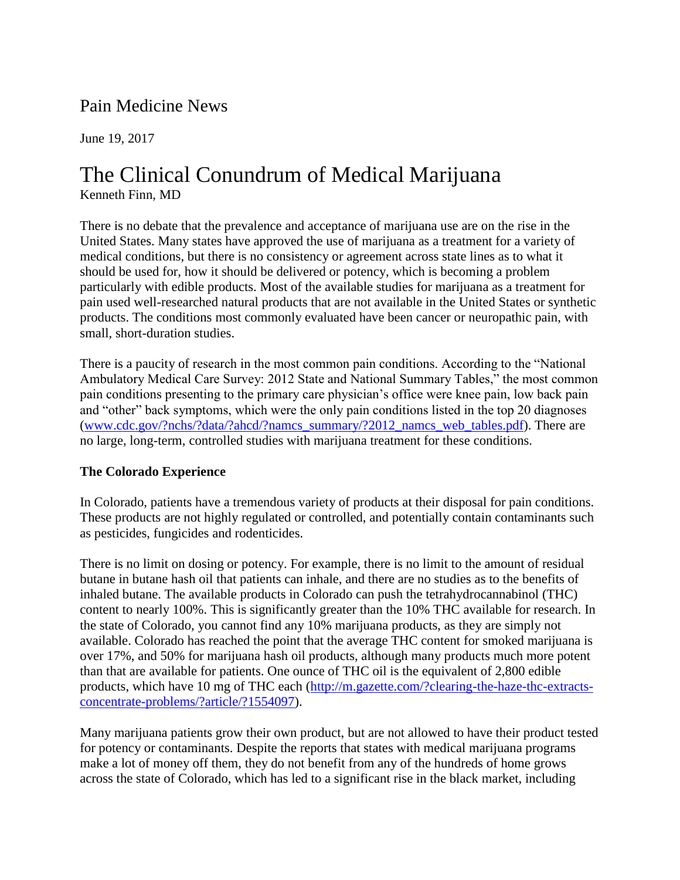Pain Medicine News

June 19, 2017

# The Clinical Conundrum of Medical Marijuana

Kenneth Finn, MD

There is no debate that the prevalence and acceptance of marijuana use are on the rise in the United States. Many states have approved the use of marijuana as a treatment for a variety of medical conditions, but there is no consistency or agreement across state lines as to what it should be used for, how it should be delivered or potency, which is becoming a problem particularly with edible products. Most of the available studies for marijuana as a treatment for pain used well-researched natural products that are not available in the United States or synthetic products. The conditions most commonly evaluated have been cancer or neuropathic pain, with small, short-duration studies.

There is a paucity of research in the most common pain conditions. According to the "National Ambulatory Medical Care Survey: 2012 State and National Summary Tables," the most common pain conditions presenting to the primary care physician's office were knee pain, low back pain and "other" back symptoms, which were the only pain conditions listed in the top 20 diagnoses (www.cdc.gov/?nchs/?data/?ahcd/?namcs_summary/?2012_namcs_web_tables.pdf). There are no large, long-term, controlled studies with marijuana treatment for these conditions.

**The Colorado Experience**

In Colorado, patients have a tremendous variety of products at their disposal for pain conditions. These products are not highly regulated or controlled, and potentially contain contaminants such as pesticides, fungicides and rodenticides.

There is no limit on dosing or potency. For example, there is no limit to the amount of residual butane in butane hash oil that patients can inhale, and there are no studies as to the benefits of inhaled butane. The available products in Colorado can push the tetrahydrocannabinol (THC) content to nearly 100%. This is significantly greater than the 10% THC available for research. In the state of Colorado, you cannot find any 10% marijuana products, as they are simply not available. Colorado has reached the point that the average THC content for smoked marijuana is over 17%, and 50% for marijuana hash oil products, although many products much more potent than that are available for patients. One ounce of THC oil is the equivalent of 2,800 edible products, which have 10 mg of THC each (http://m.gazette.com/?clearing-the-haze-thc-extracts-concentrate-problems/?article/?1554097).

Many marijuana patients grow their own product, but are not allowed to have their product tested for potency or contaminants. Despite the reports that states with medical marijuana programs make a lot of money off them, they do not benefit from any of the hundreds of home grows across the state of Colorado, which has led to a significant rise in the black market, including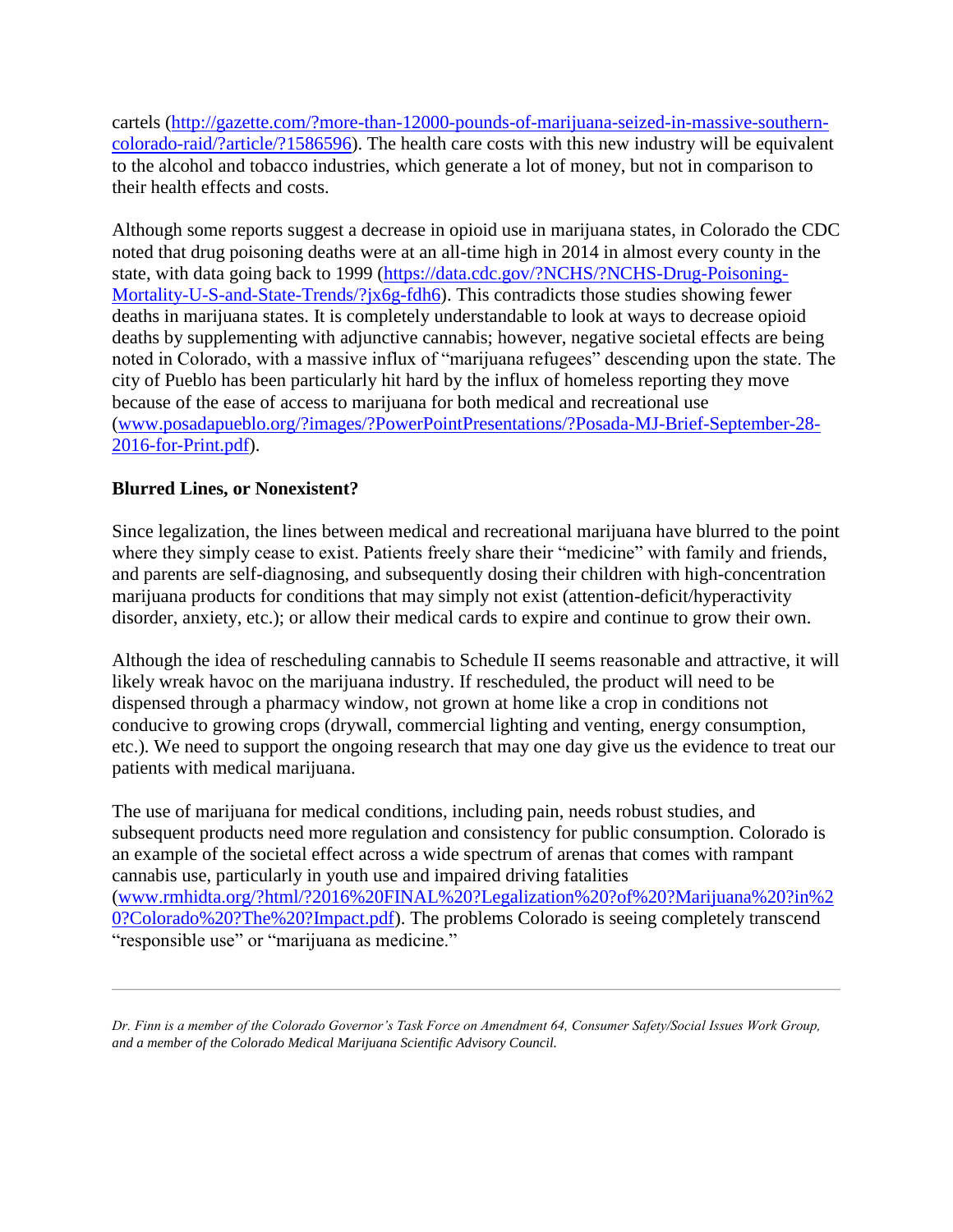cartels (http://gazette.com/?more-than-12000-pounds-of-marijuana-seized-in-massive-southern-colorado-raid/?article/?1586596). The health care costs with this new industry will be equivalent to the alcohol and tobacco industries, which generate a lot of money, but not in comparison to their health effects and costs.

Although some reports suggest a decrease in opioid use in marijuana states, in Colorado the CDC noted that drug poisoning deaths were at an all-time high in 2014 in almost every county in the state, with data going back to 1999 (https://data.cdc.gov/?NCHS/?NCHS-Drug-Poisoning-Mortality-U-S-and-State-Trends/?jx6g-fdh6). This contradicts those studies showing fewer deaths in marijuana states. It is completely understandable to look at ways to decrease opioid deaths by supplementing with adjunctive cannabis; however, negative societal effects are being noted in Colorado, with a massive influx of "marijuana refugees" descending upon the state. The city of Pueblo has been particularly hit hard by the influx of homeless reporting they move because of the ease of access to marijuana for both medical and recreational use (www.posadapueblo.org/?images/?PowerPointPresentations/?Posada-MJ-Brief-September-28-2016-for-Print.pdf).

## Blurred Lines, or Nonexistent?

Since legalization, the lines between medical and recreational marijuana have blurred to the point where they simply cease to exist. Patients freely share their "medicine" with family and friends, and parents are self-diagnosing, and subsequently dosing their children with high-concentration marijuana products for conditions that may simply not exist (attention-deficit/hyperactivity disorder, anxiety, etc.); or allow their medical cards to expire and continue to grow their own.

Although the idea of rescheduling cannabis to Schedule II seems reasonable and attractive, it will likely wreak havoc on the marijuana industry. If rescheduled, the product will need to be dispensed through a pharmacy window, not grown at home like a crop in conditions not conducive to growing crops (drywall, commercial lighting and venting, energy consumption, etc.). We need to support the ongoing research that may one day give us the evidence to treat our patients with medical marijuana.

The use of marijuana for medical conditions, including pain, needs robust studies, and subsequent products need more regulation and consistency for public consumption. Colorado is an example of the societal effect across a wide spectrum of arenas that comes with rampant cannabis use, particularly in youth use and impaired driving fatalities (www.rmhidta.org/?html/?2016%20FINAL%20?Legalization%20?of%20?Marijuana%20?in%20?Colorado%20?The%20?Impact.pdf). The problems Colorado is seeing completely transcend "responsible use" or "marijuana as medicine."

---

*Dr. Finn is a member of the Colorado Governor's Task Force on Amendment 64, Consumer Safety/Social Issues Work Group, and a member of the Colorado Medical Marijuana Scientific Advisory Council.*